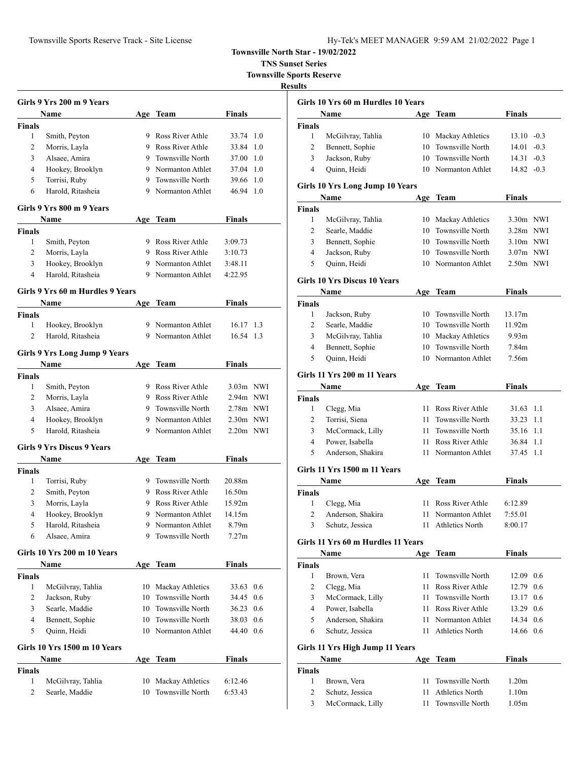**Townsville North Star - 19/02/2022**

**TNS Sunset Series**

**Townsville Sports Reserve**

**Results**

### Girls 9 Yrs 200 m 9 Years

| | Name | Age | Team | Finals | |
|---|---|---|---|---|---|
| **Finals** | | | | | |
| 1 | Smith, Peyton | 9 | Ross River Athle | 33.74 | 1.0 |
| 2 | Morris, Layla | 9 | Ross River Athle | 33.84 | 1.0 |
| 3 | Alsaee, Amira | 9 | Townsville North | 37.00 | 1.0 |
| 4 | Hookey, Brooklyn | 9 | Normanton Athlet | 37.04 | 1.0 |
| 5 | Torrisi, Ruby | 9 | Townsville North | 39.66 | 1.0 |
| 6 | Harold, Ritasheia | 9 | Normanton Athlet | 46.94 | 1.0 |

### Girls 9 Yrs 800 m 9 Years

| | Name | Age | Team | Finals |
|---|---|---|---|---|
| **Finals** | | | | |
| 1 | Smith, Peyton | 9 | Ross River Athle | 3:09.73 |
| 2 | Morris, Layla | 9 | Ross River Athle | 3:10.73 |
| 3 | Hookey, Brooklyn | 9 | Normanton Athlet | 3:48.11 |
| 4 | Harold, Ritasheia | 9 | Normanton Athlet | 4:22.95 |

### Girls 9 Yrs 60 m Hurdles 9 Years

| | Name | Age | Team | Finals | |
|---|---|---|---|---|---|
| **Finals** | | | | | |
| 1 | Hookey, Brooklyn | 9 | Normanton Athlet | 16.17 | 1.3 |
| 2 | Harold, Ritasheia | 9 | Normanton Athlet | 16.54 | 1.3 |

### Girls 9 Yrs Long Jump 9 Years

| | Name | Age | Team | Finals | |
|---|---|---|---|---|---|
| **Finals** | | | | | |
| 1 | Smith, Peyton | 9 | Ross River Athle | 3.03m | NWI |
| 2 | Morris, Layla | 9 | Ross River Athle | 2.94m | NWI |
| 3 | Alsaee, Amira | 9 | Townsville North | 2.78m | NWI |
| 4 | Hookey, Brooklyn | 9 | Normanton Athlet | 2.30m | NWI |
| 5 | Harold, Ritasheia | 9 | Normanton Athlet | 2.20m | NWI |

### Girls 9 Yrs Discus 9 Years

| | Name | Age | Team | Finals |
|---|---|---|---|---|
| **Finals** | | | | |
| 1 | Torrisi, Ruby | 9 | Townsville North | 20.88m |
| 2 | Smith, Peyton | 9 | Ross River Athle | 16.50m |
| 3 | Morris, Layla | 9 | Ross River Athle | 15.92m |
| 4 | Hookey, Brooklyn | 9 | Normanton Athlet | 14.15m |
| 5 | Harold, Ritasheia | 9 | Normanton Athlet | 8.79m |
| 6 | Alsaee, Amira | 9 | Townsville North | 7.27m |

### Girls 10 Yrs 200 m 10 Years

| | Name | Age | Team | Finals | |
|---|---|---|---|---|---|
| **Finals** | | | | | |
| 1 | McGilvray, Tahlia | 10 | Mackay Athletics | 33.63 | 0.6 |
| 2 | Jackson, Ruby | 10 | Townsville North | 34.45 | 0.6 |
| 3 | Searle, Maddie | 10 | Townsville North | 36.23 | 0.6 |
| 4 | Bennett, Sophie | 10 | Townsville North | 38.03 | 0.6 |
| 5 | Quinn, Heidi | 10 | Normanton Athlet | 44.40 | 0.6 |

### Girls 10 Yrs 1500 m 10 Years

| | Name | Age | Team | Finals |
|---|---|---|---|---|
| **Finals** | | | | |
| 1 | McGilvray, Tahlia | 10 | Mackay Athletics | 6:12.46 |
| 2 | Searle, Maddie | 10 | Townsville North | 6:53.43 |

### Girls 10 Yrs 60 m Hurdles 10 Years

| | Name | Age | Team | Finals | |
|---|---|---|---|---|---|
| **Finals** | | | | | |
| 1 | McGilvray, Tahlia | 10 | Mackay Athletics | 13.10 | -0.3 |
| 2 | Bennett, Sophie | 10 | Townsville North | 14.01 | -0.3 |
| 3 | Jackson, Ruby | 10 | Townsville North | 14.31 | -0.3 |
| 4 | Quinn, Heidi | 10 | Normanton Athlet | 14.82 | -0.3 |

### Girls 10 Yrs Long Jump 10 Years

| | Name | Age | Team | Finals | |
|---|---|---|---|---|---|
| **Finals** | | | | | |
| 1 | McGilvray, Tahlia | 10 | Mackay Athletics | 3.30m | NWI |
| 2 | Searle, Maddie | 10 | Townsville North | 3.28m | NWI |
| 3 | Bennett, Sophie | 10 | Townsville North | 3.10m | NWI |
| 4 | Jackson, Ruby | 10 | Townsville North | 3.07m | NWI |
| 5 | Quinn, Heidi | 10 | Normanton Athlet | 2.50m | NWI |

### Girls 10 Yrs Discus 10 Years

| | Name | Age | Team | Finals |
|---|---|---|---|---|
| **Finals** | | | | |
| 1 | Jackson, Ruby | 10 | Townsville North | 13.17m |
| 2 | Searle, Maddie | 10 | Townsville North | 11.92m |
| 3 | McGilvray, Tahlia | 10 | Mackay Athletics | 9.93m |
| 4 | Bennett, Sophie | 10 | Townsville North | 7.84m |
| 5 | Quinn, Heidi | 10 | Normanton Athlet | 7.56m |

### Girls 11 Yrs 200 m 11 Years

| | Name | Age | Team | Finals | |
|---|---|---|---|---|---|
| **Finals** | | | | | |
| 1 | Clegg, Mia | 11 | Ross River Athle | 31.63 | 1.1 |
| 2 | Torrisi, Siena | 11 | Townsville North | 33.23 | 1.1 |
| 3 | McCormack, Lilly | 11 | Townsville North | 35.16 | 1.1 |
| 4 | Power, Isabella | 11 | Ross River Athle | 36.84 | 1.1 |
| 5 | Anderson, Shakira | 11 | Normanton Athlet | 37.45 | 1.1 |

### Girls 11 Yrs 1500 m 11 Years

| | Name | Age | Team | Finals |
|---|---|---|---|---|
| **Finals** | | | | |
| 1 | Clegg, Mia | 11 | Ross River Athle | 6:12.89 |
| 2 | Anderson, Shakira | 11 | Normanton Athlet | 7:55.01 |
| 3 | Schutz, Jessica | 11 | Athletics North | 8:00.17 |

### Girls 11 Yrs 60 m Hurdles 11 Years

| | Name | Age | Team | Finals | |
|---|---|---|---|---|---|
| **Finals** | | | | | |
| 1 | Brown, Vera | 11 | Townsville North | 12.09 | 0.6 |
| 2 | Clegg, Mia | 11 | Ross River Athle | 12.79 | 0.6 |
| 3 | McCormack, Lilly | 11 | Townsville North | 13.17 | 0.6 |
| 4 | Power, Isabella | 11 | Ross River Athle | 13.29 | 0.6 |
| 5 | Anderson, Shakira | 11 | Normanton Athlet | 14.34 | 0.6 |
| 6 | Schutz, Jessica | 11 | Athletics North | 14.66 | 0.6 |

### Girls 11 Yrs High Jump 11 Years

| | Name | Age | Team | Finals |
|---|---|---|---|---|
| **Finals** | | | | |
| 1 | Brown, Vera | 11 | Townsville North | 1.20m |
| 2 | Schutz, Jessica | 11 | Athletics North | 1.10m |
| 3 | McCormack, Lilly | 11 | Townsville North | 1.05m |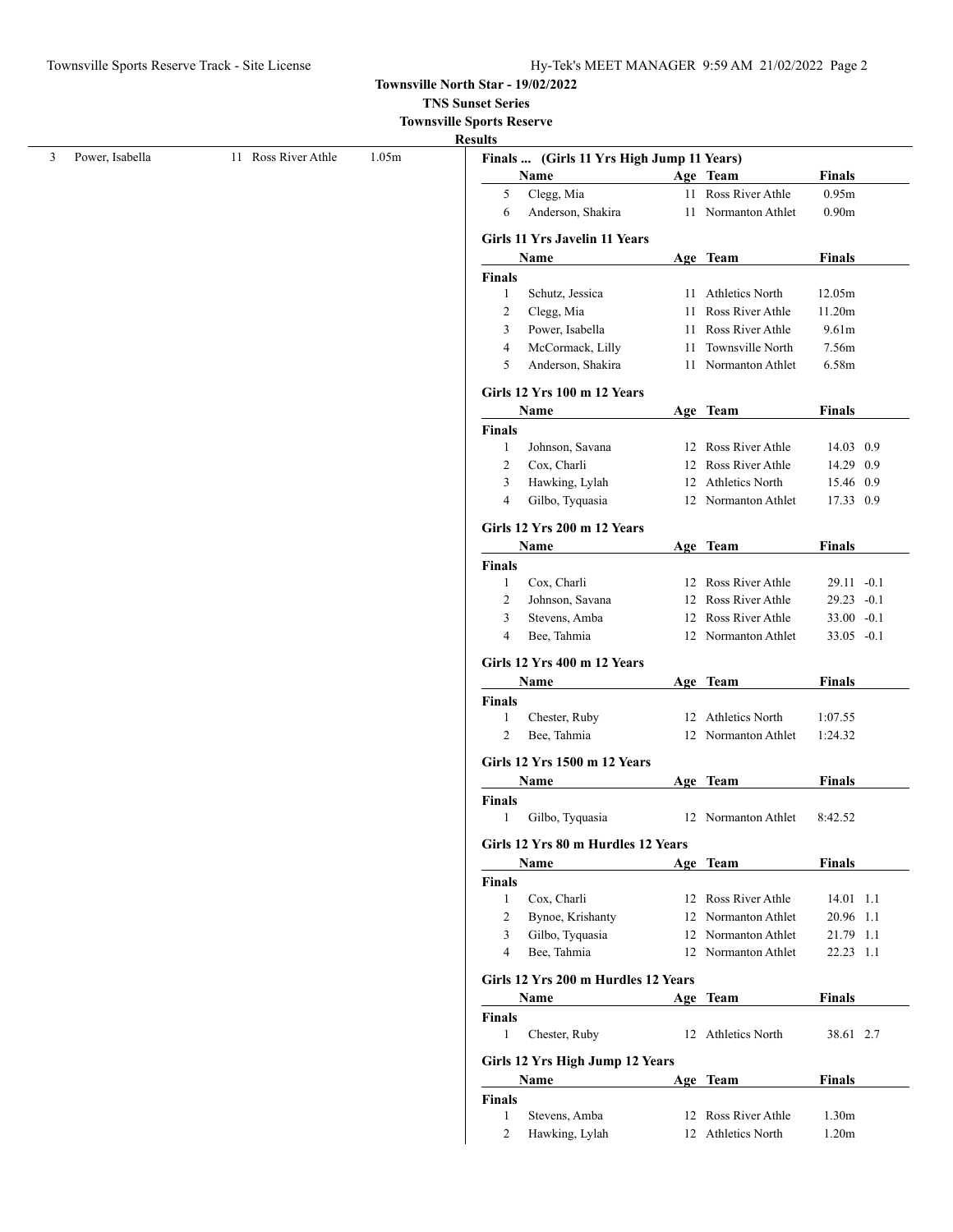## Townsville North Star - 19/02/2022

### TNS Sunset Series

### Townsville Sports Reserve

#### Results

| | Name | Age | Team | Finals |
|---|---|---|---|---|
| 3 | Power, Isabella | 11 | Ross River Athle | 1.05m |

**Finals ... (Girls 11 Yrs High Jump 11 Years)**

| | Name | Age | Team | Finals |
|---|---|---|---|---|
| 5 | Clegg, Mia | 11 | Ross River Athle | 0.95m |
| 6 | Anderson, Shakira | 11 | Normanton Athlet | 0.90m |

**Girls 11 Yrs Javelin 11 Years**

**Finals**

| | Name | Age | Team | Finals |
|---|---|---|---|---|
| 1 | Schutz, Jessica | 11 | Athletics North | 12.05m |
| 2 | Clegg, Mia | 11 | Ross River Athle | 11.20m |
| 3 | Power, Isabella | 11 | Ross River Athle | 9.61m |
| 4 | McCormack, Lilly | 11 | Townsville North | 7.56m |
| 5 | Anderson, Shakira | 11 | Normanton Athlet | 6.58m |

**Girls 12 Yrs 100 m 12 Years**

**Finals**

| | Name | Age | Team | Finals | Wind |
|---|---|---|---|---|---|
| 1 | Johnson, Savana | 12 | Ross River Athle | 14.03 | 0.9 |
| 2 | Cox, Charli | 12 | Ross River Athle | 14.29 | 0.9 |
| 3 | Hawking, Lylah | 12 | Athletics North | 15.46 | 0.9 |
| 4 | Gilbo, Tyquasia | 12 | Normanton Athlet | 17.33 | 0.9 |

**Girls 12 Yrs 200 m 12 Years**

**Finals**

| | Name | Age | Team | Finals | Wind |
|---|---|---|---|---|---|
| 1 | Cox, Charli | 12 | Ross River Athle | 29.11 | -0.1 |
| 2 | Johnson, Savana | 12 | Ross River Athle | 29.23 | -0.1 |
| 3 | Stevens, Amba | 12 | Ross River Athle | 33.00 | -0.1 |
| 4 | Bee, Tahmia | 12 | Normanton Athlet | 33.05 | -0.1 |

**Girls 12 Yrs 400 m 12 Years**

**Finals**

| | Name | Age | Team | Finals |
|---|---|---|---|---|
| 1 | Chester, Ruby | 12 | Athletics North | 1:07.55 |
| 2 | Bee, Tahmia | 12 | Normanton Athlet | 1:24.32 |

**Girls 12 Yrs 1500 m 12 Years**

**Finals**

| | Name | Age | Team | Finals |
|---|---|---|---|---|
| 1 | Gilbo, Tyquasia | 12 | Normanton Athlet | 8:42.52 |

**Girls 12 Yrs 80 m Hurdles 12 Years**

**Finals**

| | Name | Age | Team | Finals | Wind |
|---|---|---|---|---|---|
| 1 | Cox, Charli | 12 | Ross River Athle | 14.01 | 1.1 |
| 2 | Bynoe, Krishanty | 12 | Normanton Athlet | 20.96 | 1.1 |
| 3 | Gilbo, Tyquasia | 12 | Normanton Athlet | 21.79 | 1.1 |
| 4 | Bee, Tahmia | 12 | Normanton Athlet | 22.23 | 1.1 |

**Girls 12 Yrs 200 m Hurdles 12 Years**

**Finals**

| | Name | Age | Team | Finals | Wind |
|---|---|---|---|---|---|
| 1 | Chester, Ruby | 12 | Athletics North | 38.61 | 2.7 |

**Girls 12 Yrs High Jump 12 Years**

**Finals**

| | Name | Age | Team | Finals |
|---|---|---|---|---|
| 1 | Stevens, Amba | 12 | Ross River Athle | 1.30m |
| 2 | Hawking, Lylah | 12 | Athletics North | 1.20m |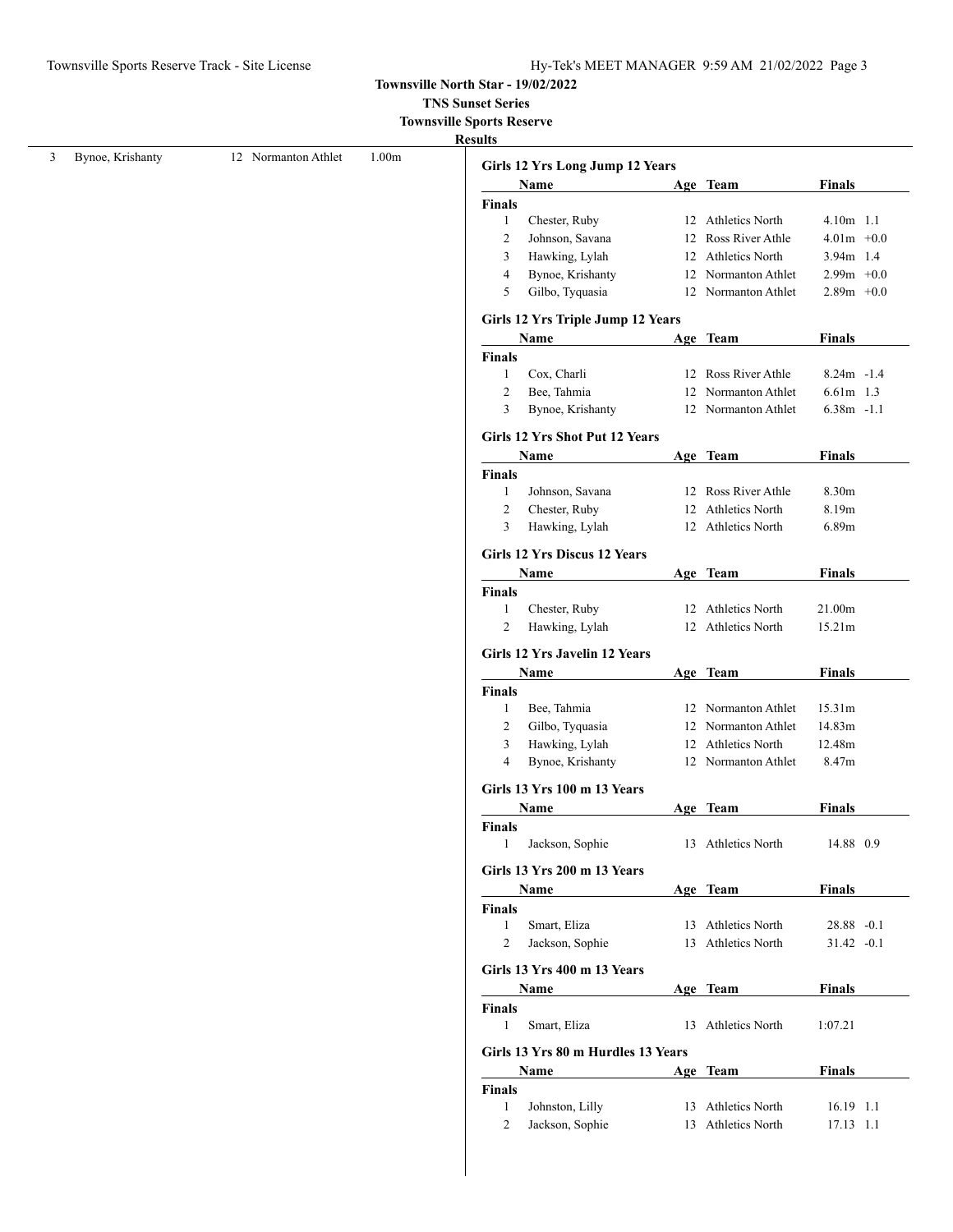**Townsville North Star - 19/02/2022**
**TNS Sunset Series**
**Townsville Sports Reserve**
**Results**

| 3 | Bynoe, Krishanty | 12 | Normanton Athlet | 1.00m |
|---|---|---|---|---|

### Girls 12 Yrs Long Jump 12 Years

| | Name | Age | Team | Finals | |
|---|---|---|---|---|---|
| **Finals** | | | | | |
| 1 | Chester, Ruby | 12 | Athletics North | 4.10m | 1.1 |
| 2 | Johnson, Savana | 12 | Ross River Athle | 4.01m | +0.0 |
| 3 | Hawking, Lylah | 12 | Athletics North | 3.94m | 1.4 |
| 4 | Bynoe, Krishanty | 12 | Normanton Athlet | 2.99m | +0.0 |
| 5 | Gilbo, Tyquasia | 12 | Normanton Athlet | 2.89m | +0.0 |

### Girls 12 Yrs Triple Jump 12 Years

| | Name | Age | Team | Finals | |
|---|---|---|---|---|---|
| **Finals** | | | | | |
| 1 | Cox, Charli | 12 | Ross River Athle | 8.24m | -1.4 |
| 2 | Bee, Tahmia | 12 | Normanton Athlet | 6.61m | 1.3 |
| 3 | Bynoe, Krishanty | 12 | Normanton Athlet | 6.38m | -1.1 |

### Girls 12 Yrs Shot Put 12 Years

| | Name | Age | Team | Finals |
|---|---|---|---|---|
| **Finals** | | | | |
| 1 | Johnson, Savana | 12 | Ross River Athle | 8.30m |
| 2 | Chester, Ruby | 12 | Athletics North | 8.19m |
| 3 | Hawking, Lylah | 12 | Athletics North | 6.89m |

### Girls 12 Yrs Discus 12 Years

| | Name | Age | Team | Finals |
|---|---|---|---|---|
| **Finals** | | | | |
| 1 | Chester, Ruby | 12 | Athletics North | 21.00m |
| 2 | Hawking, Lylah | 12 | Athletics North | 15.21m |

### Girls 12 Yrs Javelin 12 Years

| | Name | Age | Team | Finals |
|---|---|---|---|---|
| **Finals** | | | | |
| 1 | Bee, Tahmia | 12 | Normanton Athlet | 15.31m |
| 2 | Gilbo, Tyquasia | 12 | Normanton Athlet | 14.83m |
| 3 | Hawking, Lylah | 12 | Athletics North | 12.48m |
| 4 | Bynoe, Krishanty | 12 | Normanton Athlet | 8.47m |

### Girls 13 Yrs 100 m 13 Years

| | Name | Age | Team | Finals | |
|---|---|---|---|---|---|
| **Finals** | | | | | |
| 1 | Jackson, Sophie | 13 | Athletics North | 14.88 | 0.9 |

### Girls 13 Yrs 200 m 13 Years

| | Name | Age | Team | Finals | |
|---|---|---|---|---|---|
| **Finals** | | | | | |
| 1 | Smart, Eliza | 13 | Athletics North | 28.88 | -0.1 |
| 2 | Jackson, Sophie | 13 | Athletics North | 31.42 | -0.1 |

### Girls 13 Yrs 400 m 13 Years

| | Name | Age | Team | Finals |
|---|---|---|---|---|
| **Finals** | | | | |
| 1 | Smart, Eliza | 13 | Athletics North | 1:07.21 |

### Girls 13 Yrs 80 m Hurdles 13 Years

| | Name | Age | Team | Finals | |
|---|---|---|---|---|---|
| **Finals** | | | | | |
| 1 | Johnston, Lilly | 13 | Athletics North | 16.19 | 1.1 |
| 2 | Jackson, Sophie | 13 | Athletics North | 17.13 | 1.1 |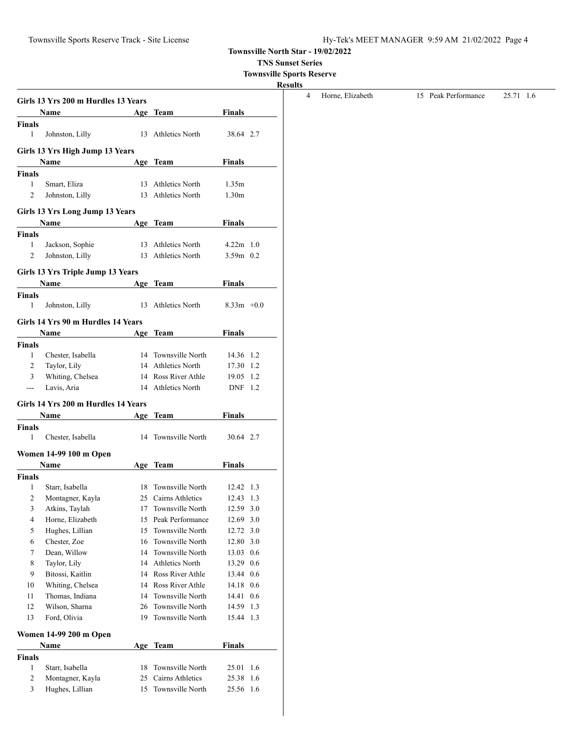# Townsville North Star - 19/02/2022

**TNS Sunset Series**

**Townsville Sports Reserve**

**Results**

### Girls 13 Yrs 200 m Hurdles 13 Years

| | Name | Age | Team | Finals | |
|---|---|---|---|---|---|
| **Finals** | | | | | |
| 1 | Johnston, Lilly | 13 | Athletics North | 38.64 | 2.7 |

### Girls 13 Yrs High Jump 13 Years

| | Name | Age | Team | Finals |
|---|---|---|---|---|
| **Finals** | | | | |
| 1 | Smart, Eliza | 13 | Athletics North | 1.35m |
| 2 | Johnston, Lilly | 13 | Athletics North | 1.30m |

### Girls 13 Yrs Long Jump 13 Years

| | Name | Age | Team | Finals | |
|---|---|---|---|---|---|
| **Finals** | | | | | |
| 1 | Jackson, Sophie | 13 | Athletics North | 4.22m | 1.0 |
| 2 | Johnston, Lilly | 13 | Athletics North | 3.59m | 0.2 |

### Girls 13 Yrs Triple Jump 13 Years

| | Name | Age | Team | Finals | |
|---|---|---|---|---|---|
| **Finals** | | | | | |
| 1 | Johnston, Lilly | 13 | Athletics North | 8.33m | +0.0 |

### Girls 14 Yrs 90 m Hurdles 14 Years

| | Name | Age | Team | Finals | |
|---|---|---|---|---|---|
| **Finals** | | | | | |
| 1 | Chester, Isabella | 14 | Townsville North | 14.36 | 1.2 |
| 2 | Taylor, Lily | 14 | Athletics North | 17.30 | 1.2 |
| 3 | Whiting, Chelsea | 14 | Ross River Athle | 19.05 | 1.2 |
| --- | Lavis, Aria | 14 | Athletics North | DNF | 1.2 |

### Girls 14 Yrs 200 m Hurdles 14 Years

| | Name | Age | Team | Finals | |
|---|---|---|---|---|---|
| **Finals** | | | | | |
| 1 | Chester, Isabella | 14 | Townsville North | 30.64 | 2.7 |

### Women 14-99 100 m Open

| | Name | Age | Team | Finals | |
|---|---|---|---|---|---|
| **Finals** | | | | | |
| 1 | Starr, Isabella | 18 | Townsville North | 12.42 | 1.3 |
| 2 | Montagner, Kayla | 25 | Cairns Athletics | 12.43 | 1.3 |
| 3 | Atkins, Taylah | 17 | Townsville North | 12.59 | 3.0 |
| 4 | Horne, Elizabeth | 15 | Peak Performance | 12.69 | 3.0 |
| 5 | Hughes, Lillian | 15 | Townsville North | 12.72 | 3.0 |
| 6 | Chester, Zoe | 16 | Townsville North | 12.80 | 3.0 |
| 7 | Dean, Willow | 14 | Townsville North | 13.03 | 0.6 |
| 8 | Taylor, Lily | 14 | Athletics North | 13.29 | 0.6 |
| 9 | Bitossi, Kaitlin | 14 | Ross River Athle | 13.44 | 0.6 |
| 10 | Whiting, Chelsea | 14 | Ross River Athle | 14.18 | 0.6 |
| 11 | Thomas, Indiana | 14 | Townsville North | 14.41 | 0.6 |
| 12 | Wilson, Sharna | 26 | Townsville North | 14.59 | 1.3 |
| 13 | Ford, Olivia | 19 | Townsville North | 15.44 | 1.3 |

### Women 14-99 200 m Open

| | Name | Age | Team | Finals | |
|---|---|---|---|---|---|
| **Finals** | | | | | |
| 1 | Starr, Isabella | 18 | Townsville North | 25.01 | 1.6 |
| 2 | Montagner, Kayla | 25 | Cairns Athletics | 25.38 | 1.6 |
| 3 | Hughes, Lillian | 15 | Townsville North | 25.56 | 1.6 |
| 4 | Horne, Elizabeth | 15 | Peak Performance | 25.71 | 1.6 |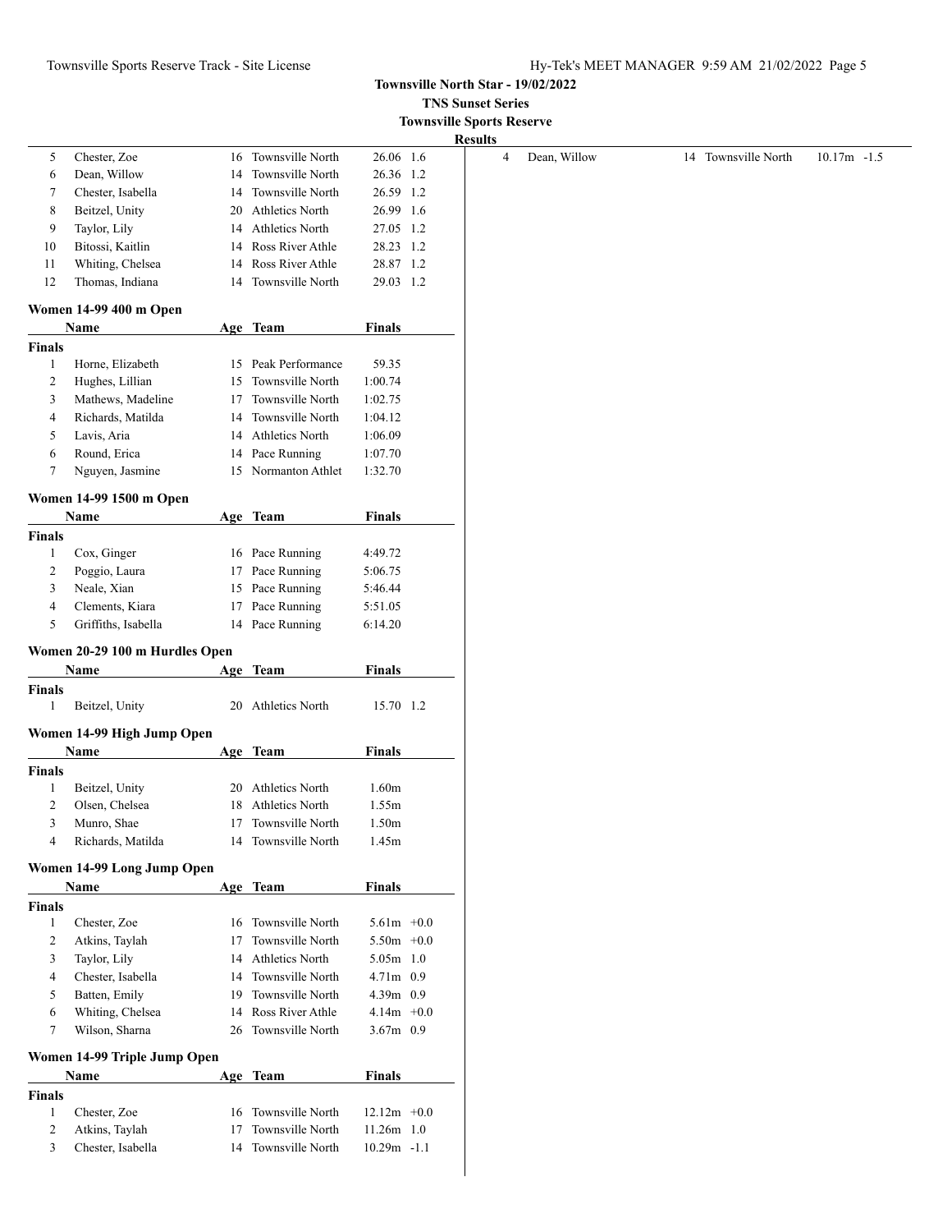**Townsville North Star - 19/02/2022**

**TNS Sunset Series**

**Townsville Sports Reserve**

**Results**

| | Name | Age | Team | Finals | Wind |
|---|---|---|---|---|---|
| 5 | Chester, Zoe | 16 | Townsville North | 26.06 | 1.6 |
| 6 | Dean, Willow | 14 | Townsville North | 26.36 | 1.2 |
| 7 | Chester, Isabella | 14 | Townsville North | 26.59 | 1.2 |
| 8 | Beitzel, Unity | 20 | Athletics North | 26.99 | 1.6 |
| 9 | Taylor, Lily | 14 | Athletics North | 27.05 | 1.2 |
| 10 | Bitossi, Kaitlin | 14 | Ross River Athle | 28.23 | 1.2 |
| 11 | Whiting, Chelsea | 14 | Ross River Athle | 28.87 | 1.2 |
| 12 | Thomas, Indiana | 14 | Townsville North | 29.03 | 1.2 |

**Women 14-99 400 m Open**

| | Name | Age | Team | Finals |
|---|---|---|---|---|
| **Finals** | | | | |
| 1 | Horne, Elizabeth | 15 | Peak Performance | 59.35 |
| 2 | Hughes, Lillian | 15 | Townsville North | 1:00.74 |
| 3 | Mathews, Madeline | 17 | Townsville North | 1:02.75 |
| 4 | Richards, Matilda | 14 | Townsville North | 1:04.12 |
| 5 | Lavis, Aria | 14 | Athletics North | 1:06.09 |
| 6 | Round, Erica | 14 | Pace Running | 1:07.70 |
| 7 | Nguyen, Jasmine | 15 | Normanton Athlet | 1:32.70 |

**Women 14-99 1500 m Open**

| | Name | Age | Team | Finals |
|---|---|---|---|---|
| **Finals** | | | | |
| 1 | Cox, Ginger | 16 | Pace Running | 4:49.72 |
| 2 | Poggio, Laura | 17 | Pace Running | 5:06.75 |
| 3 | Neale, Xian | 15 | Pace Running | 5:46.44 |
| 4 | Clements, Kiara | 17 | Pace Running | 5:51.05 |
| 5 | Griffiths, Isabella | 14 | Pace Running | 6:14.20 |

**Women 20-29 100 m Hurdles Open**

| | Name | Age | Team | Finals | Wind |
|---|---|---|---|---|---|
| **Finals** | | | | | |
| 1 | Beitzel, Unity | 20 | Athletics North | 15.70 | 1.2 |

**Women 14-99 High Jump Open**

| | Name | Age | Team | Finals |
|---|---|---|---|---|
| **Finals** | | | | |
| 1 | Beitzel, Unity | 20 | Athletics North | 1.60m |
| 2 | Olsen, Chelsea | 18 | Athletics North | 1.55m |
| 3 | Munro, Shae | 17 | Townsville North | 1.50m |
| 4 | Richards, Matilda | 14 | Townsville North | 1.45m |

**Women 14-99 Long Jump Open**

| | Name | Age | Team | Finals | Wind |
|---|---|---|---|---|---|
| **Finals** | | | | | |
| 1 | Chester, Zoe | 16 | Townsville North | 5.61m | +0.0 |
| 2 | Atkins, Taylah | 17 | Townsville North | 5.50m | +0.0 |
| 3 | Taylor, Lily | 14 | Athletics North | 5.05m | 1.0 |
| 4 | Chester, Isabella | 14 | Townsville North | 4.71m | 0.9 |
| 5 | Batten, Emily | 19 | Townsville North | 4.39m | 0.9 |
| 6 | Whiting, Chelsea | 14 | Ross River Athle | 4.14m | +0.0 |
| 7 | Wilson, Sharna | 26 | Townsville North | 3.67m | 0.9 |

**Women 14-99 Triple Jump Open**

| | Name | Age | Team | Finals | Wind |
|---|---|---|---|---|---|
| **Finals** | | | | | |
| 1 | Chester, Zoe | 16 | Townsville North | 12.12m | +0.0 |
| 2 | Atkins, Taylah | 17 | Townsville North | 11.26m | 1.0 |
| 3 | Chester, Isabella | 14 | Townsville North | 10.29m | -1.1 |
| 4 | Dean, Willow | 14 | Townsville North | 10.17m | -1.5 |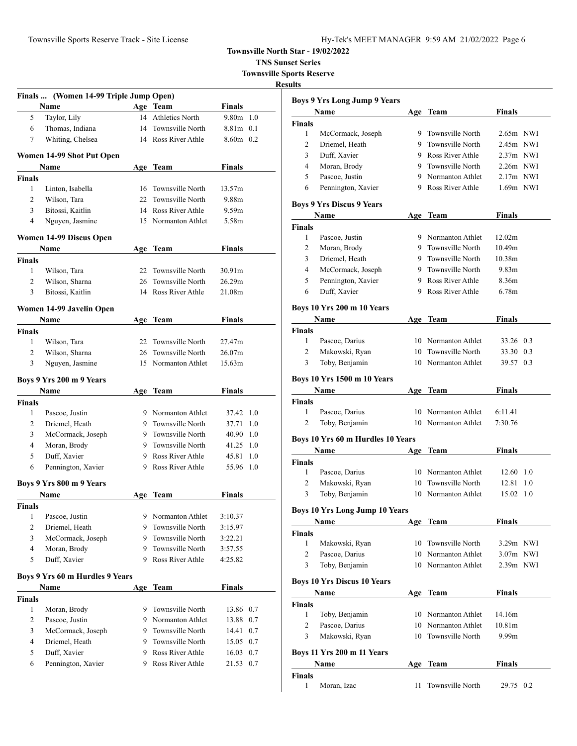**Townsville North Star - 19/02/2022**

**TNS Sunset Series**

**Townsville Sports Reserve**

**Results**

### Finals ... (Women 14-99 Triple Jump Open)

| | Name | Age | Team | Finals | |
|---|---|---|---|---|---|
| 5 | Taylor, Lily | 14 | Athletics North | 9.80m | 1.0 |
| 6 | Thomas, Indiana | 14 | Townsville North | 8.81m | 0.1 |
| 7 | Whiting, Chelsea | 14 | Ross River Athle | 8.60m | 0.2 |

### Women 14-99 Shot Put Open

| | Name | Age | Team | Finals |
|---|---|---|---|---|
| **Finals** | | | | |
| 1 | Linton, Isabella | 16 | Townsville North | 13.57m |
| 2 | Wilson, Tara | 22 | Townsville North | 9.88m |
| 3 | Bitossi, Kaitlin | 14 | Ross River Athle | 9.59m |
| 4 | Nguyen, Jasmine | 15 | Normanton Athlet | 5.58m |

### Women 14-99 Discus Open

| | Name | Age | Team | Finals |
|---|---|---|---|---|
| **Finals** | | | | |
| 1 | Wilson, Tara | 22 | Townsville North | 30.91m |
| 2 | Wilson, Sharna | 26 | Townsville North | 26.29m |
| 3 | Bitossi, Kaitlin | 14 | Ross River Athle | 21.08m |

### Women 14-99 Javelin Open

| | Name | Age | Team | Finals |
|---|---|---|---|---|
| **Finals** | | | | |
| 1 | Wilson, Tara | 22 | Townsville North | 27.47m |
| 2 | Wilson, Sharna | 26 | Townsville North | 26.07m |
| 3 | Nguyen, Jasmine | 15 | Normanton Athlet | 15.63m |

### Boys 9 Yrs 200 m 9 Years

| | Name | Age | Team | Finals | |
|---|---|---|---|---|---|
| **Finals** | | | | | |
| 1 | Pascoe, Justin | 9 | Normanton Athlet | 37.42 | 1.0 |
| 2 | Driemel, Heath | 9 | Townsville North | 37.71 | 1.0 |
| 3 | McCormack, Joseph | 9 | Townsville North | 40.90 | 1.0 |
| 4 | Moran, Brody | 9 | Townsville North | 41.25 | 1.0 |
| 5 | Duff, Xavier | 9 | Ross River Athle | 45.81 | 1.0 |
| 6 | Pennington, Xavier | 9 | Ross River Athle | 55.96 | 1.0 |

### Boys 9 Yrs 800 m 9 Years

| | Name | Age | Team | Finals |
|---|---|---|---|---|
| **Finals** | | | | |
| 1 | Pascoe, Justin | 9 | Normanton Athlet | 3:10.37 |
| 2 | Driemel, Heath | 9 | Townsville North | 3:15.97 |
| 3 | McCormack, Joseph | 9 | Townsville North | 3:22.21 |
| 4 | Moran, Brody | 9 | Townsville North | 3:57.55 |
| 5 | Duff, Xavier | 9 | Ross River Athle | 4:25.82 |

### Boys 9 Yrs 60 m Hurdles 9 Years

| | Name | Age | Team | Finals | |
|---|---|---|---|---|---|
| **Finals** | | | | | |
| 1 | Moran, Brody | 9 | Townsville North | 13.86 | 0.7 |
| 2 | Pascoe, Justin | 9 | Normanton Athlet | 13.88 | 0.7 |
| 3 | McCormack, Joseph | 9 | Townsville North | 14.41 | 0.7 |
| 4 | Driemel, Heath | 9 | Townsville North | 15.05 | 0.7 |
| 5 | Duff, Xavier | 9 | Ross River Athle | 16.03 | 0.7 |
| 6 | Pennington, Xavier | 9 | Ross River Athle | 21.53 | 0.7 |

### Boys 9 Yrs Long Jump 9 Years

| | Name | Age | Team | Finals | |
|---|---|---|---|---|---|
| **Finals** | | | | | |
| 1 | McCormack, Joseph | 9 | Townsville North | 2.65m | NWI |
| 2 | Driemel, Heath | 9 | Townsville North | 2.45m | NWI |
| 3 | Duff, Xavier | 9 | Ross River Athle | 2.37m | NWI |
| 4 | Moran, Brody | 9 | Townsville North | 2.26m | NWI |
| 5 | Pascoe, Justin | 9 | Normanton Athlet | 2.17m | NWI |
| 6 | Pennington, Xavier | 9 | Ross River Athle | 1.69m | NWI |

### Boys 9 Yrs Discus 9 Years

| | Name | Age | Team | Finals |
|---|---|---|---|---|
| **Finals** | | | | |
| 1 | Pascoe, Justin | 9 | Normanton Athlet | 12.02m |
| 2 | Moran, Brody | 9 | Townsville North | 10.49m |
| 3 | Driemel, Heath | 9 | Townsville North | 10.38m |
| 4 | McCormack, Joseph | 9 | Townsville North | 9.83m |
| 5 | Pennington, Xavier | 9 | Ross River Athle | 8.36m |
| 6 | Duff, Xavier | 9 | Ross River Athle | 6.78m |

### Boys 10 Yrs 200 m 10 Years

| | Name | Age | Team | Finals | |
|---|---|---|---|---|---|
| **Finals** | | | | | |
| 1 | Pascoe, Darius | 10 | Normanton Athlet | 33.26 | 0.3 |
| 2 | Makowski, Ryan | 10 | Townsville North | 33.30 | 0.3 |
| 3 | Toby, Benjamin | 10 | Normanton Athlet | 39.57 | 0.3 |

### Boys 10 Yrs 1500 m 10 Years

| | Name | Age | Team | Finals |
|---|---|---|---|---|
| **Finals** | | | | |
| 1 | Pascoe, Darius | 10 | Normanton Athlet | 6:11.41 |
| 2 | Toby, Benjamin | 10 | Normanton Athlet | 7:30.76 |

### Boys 10 Yrs 60 m Hurdles 10 Years

| | Name | Age | Team | Finals | |
|---|---|---|---|---|---|
| **Finals** | | | | | |
| 1 | Pascoe, Darius | 10 | Normanton Athlet | 12.60 | 1.0 |
| 2 | Makowski, Ryan | 10 | Townsville North | 12.81 | 1.0 |
| 3 | Toby, Benjamin | 10 | Normanton Athlet | 15.02 | 1.0 |

### Boys 10 Yrs Long Jump 10 Years

| | Name | Age | Team | Finals | |
|---|---|---|---|---|---|
| **Finals** | | | | | |
| 1 | Makowski, Ryan | 10 | Townsville North | 3.29m | NWI |
| 2 | Pascoe, Darius | 10 | Normanton Athlet | 3.07m | NWI |
| 3 | Toby, Benjamin | 10 | Normanton Athlet | 2.39m | NWI |

### Boys 10 Yrs Discus 10 Years

| | Name | Age | Team | Finals |
|---|---|---|---|---|
| **Finals** | | | | |
| 1 | Toby, Benjamin | 10 | Normanton Athlet | 14.16m |
| 2 | Pascoe, Darius | 10 | Normanton Athlet | 10.81m |
| 3 | Makowski, Ryan | 10 | Townsville North | 9.99m |

### Boys 11 Yrs 200 m 11 Years

| | Name | Age | Team | Finals | |
|---|---|---|---|---|---|
| **Finals** | | | | | |
| 1 | Moran, Izac | 11 | Townsville North | 29.75 | 0.2 |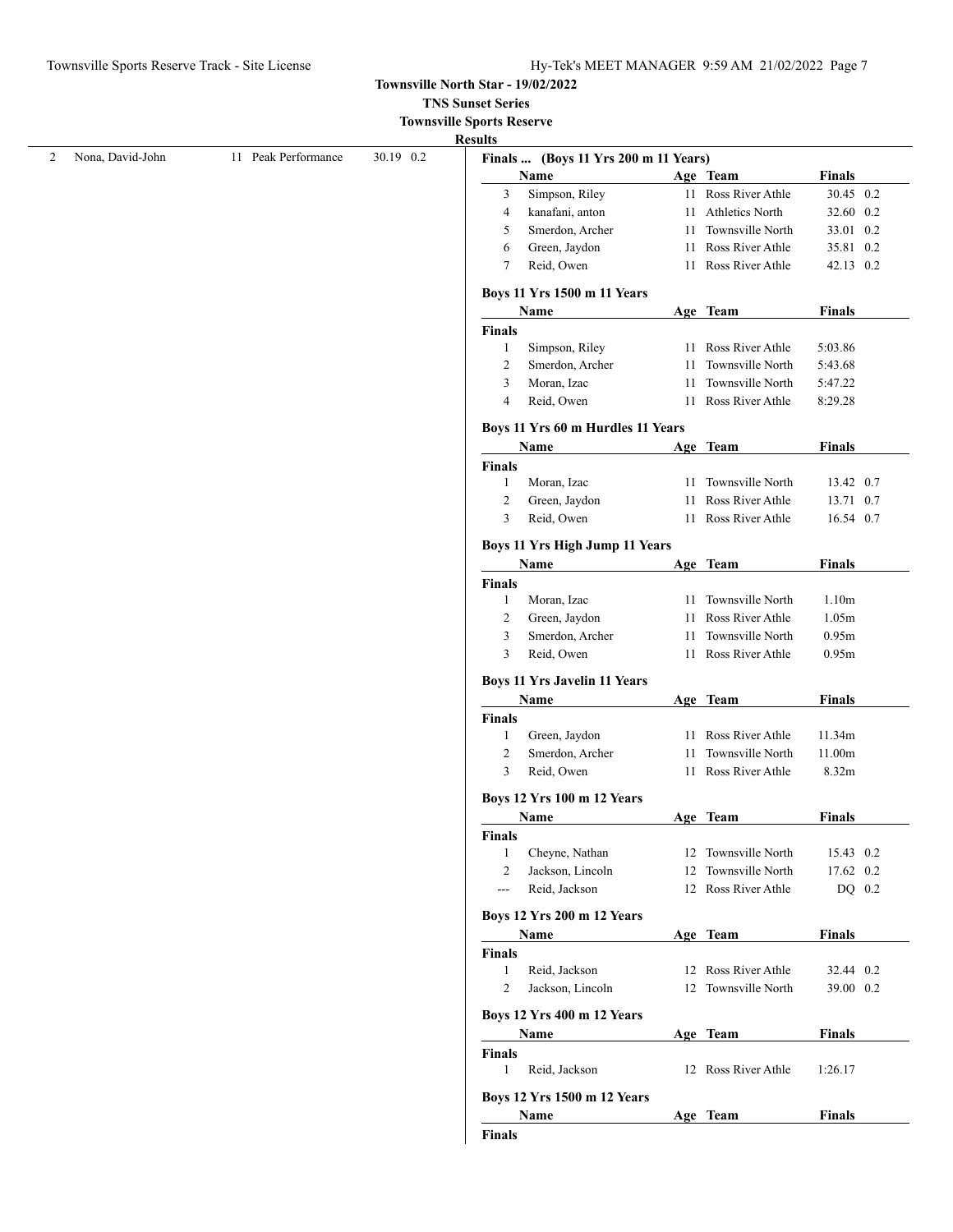Townsville North Star - 19/02/2022

TNS Sunset Series

Townsville Sports Reserve

**Results**

| | Name | Age | Team | Finals |
|---|---|---|---|---|
| 2 | Nona, David-John | 11 | Peak Performance | 30.19 0.2 |

### Finals ... (Boys 11 Yrs 200 m 11 Years)

| | Name | Age | Team | Finals |
|---|---|---|---|---|
| 3 | Simpson, Riley | 11 | Ross River Athle | 30.45 0.2 |
| 4 | kanafani, anton | 11 | Athletics North | 32.60 0.2 |
| 5 | Smerdon, Archer | 11 | Townsville North | 33.01 0.2 |
| 6 | Green, Jaydon | 11 | Ross River Athle | 35.81 0.2 |
| 7 | Reid, Owen | 11 | Ross River Athle | 42.13 0.2 |

### Boys 11 Yrs 1500 m 11 Years

| | Name | Age | Team | Finals |
|---|---|---|---|---|
| **Finals** | | | | |
| 1 | Simpson, Riley | 11 | Ross River Athle | 5:03.86 |
| 2 | Smerdon, Archer | 11 | Townsville North | 5:43.68 |
| 3 | Moran, Izac | 11 | Townsville North | 5:47.22 |
| 4 | Reid, Owen | 11 | Ross River Athle | 8:29.28 |

### Boys 11 Yrs 60 m Hurdles 11 Years

| | Name | Age | Team | Finals |
|---|---|---|---|---|
| **Finals** | | | | |
| 1 | Moran, Izac | 11 | Townsville North | 13.42 0.7 |
| 2 | Green, Jaydon | 11 | Ross River Athle | 13.71 0.7 |
| 3 | Reid, Owen | 11 | Ross River Athle | 16.54 0.7 |

### Boys 11 Yrs High Jump 11 Years

| | Name | Age | Team | Finals |
|---|---|---|---|---|
| **Finals** | | | | |
| 1 | Moran, Izac | 11 | Townsville North | 1.10m |
| 2 | Green, Jaydon | 11 | Ross River Athle | 1.05m |
| 3 | Smerdon, Archer | 11 | Townsville North | 0.95m |
| 3 | Reid, Owen | 11 | Ross River Athle | 0.95m |

### Boys 11 Yrs Javelin 11 Years

| | Name | Age | Team | Finals |
|---|---|---|---|---|
| **Finals** | | | | |
| 1 | Green, Jaydon | 11 | Ross River Athle | 11.34m |
| 2 | Smerdon, Archer | 11 | Townsville North | 11.00m |
| 3 | Reid, Owen | 11 | Ross River Athle | 8.32m |

### Boys 12 Yrs 100 m 12 Years

| | Name | Age | Team | Finals |
|---|---|---|---|---|
| **Finals** | | | | |
| 1 | Cheyne, Nathan | 12 | Townsville North | 15.43 0.2 |
| 2 | Jackson, Lincoln | 12 | Townsville North | 17.62 0.2 |
| --- | Reid, Jackson | 12 | Ross River Athle | DQ 0.2 |

### Boys 12 Yrs 200 m 12 Years

| | Name | Age | Team | Finals |
|---|---|---|---|---|
| **Finals** | | | | |
| 1 | Reid, Jackson | 12 | Ross River Athle | 32.44 0.2 |
| 2 | Jackson, Lincoln | 12 | Townsville North | 39.00 0.2 |

### Boys 12 Yrs 400 m 12 Years

| | Name | Age | Team | Finals |
|---|---|---|---|---|
| **Finals** | | | | |
| 1 | Reid, Jackson | 12 | Ross River Athle | 1:26.17 |

### Boys 12 Yrs 1500 m 12 Years

| | Name | Age | Team | Finals |
|---|---|---|---|---|
| **Finals** | | | | |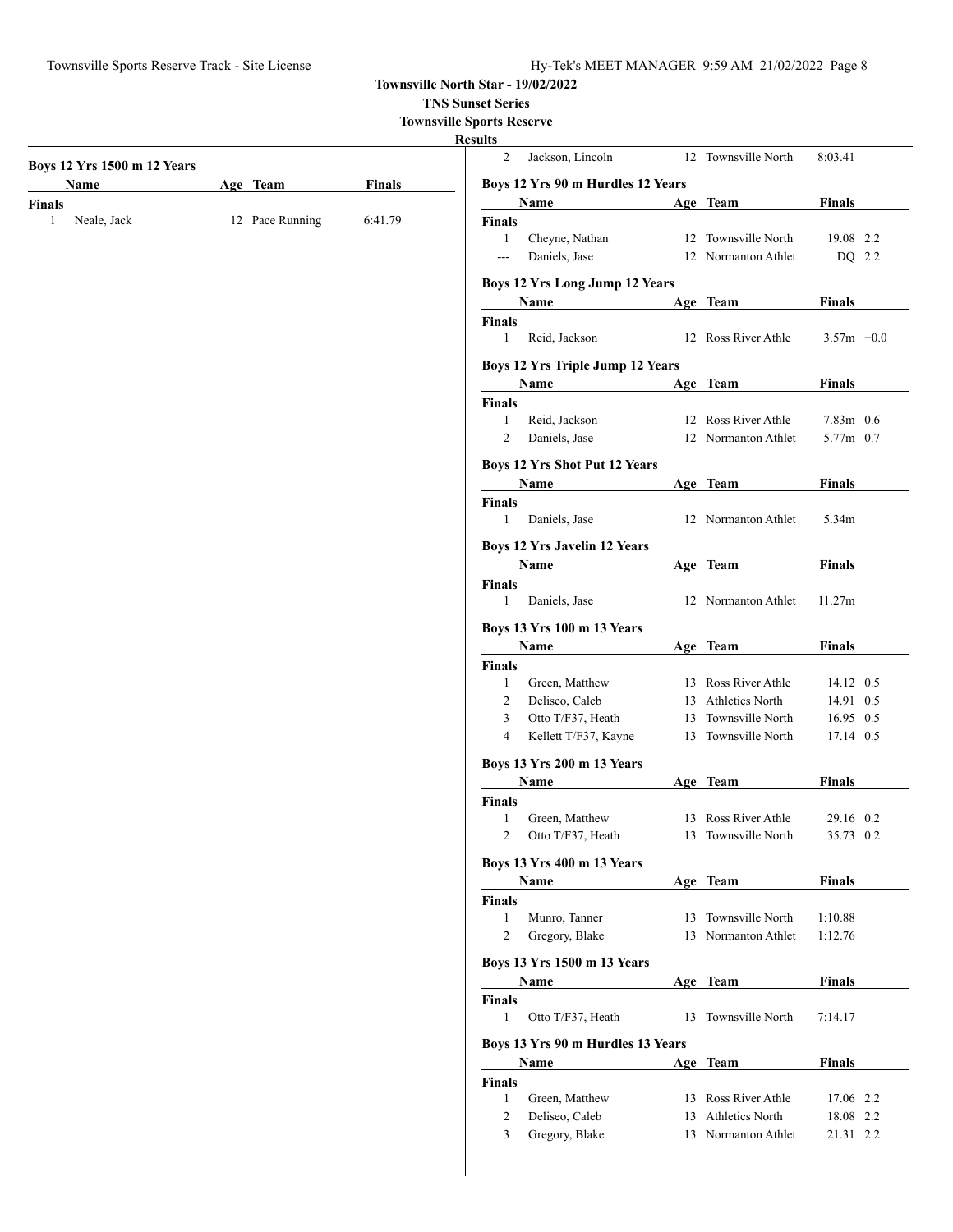## Boys 12 Yrs 1500 m 12 Years

| | Name | Age | Team | Finals |
|---|---|---|---|---|
| **Finals** | | | | |
| 1 | Neale, Jack | 12 | Pace Running | 6:41.79 |
| 2 | Jackson, Lincoln | 12 | Townsville North | 8:03.41 |

## Boys 12 Yrs 90 m Hurdles 12 Years

| | Name | Age | Team | Finals | |
|---|---|---|---|---|---|
| **Finals** | | | | | |
| 1 | Cheyne, Nathan | 12 | Townsville North | 19.08 | 2.2 |
| --- | Daniels, Jase | 12 | Normanton Athlet | DQ | 2.2 |

## Boys 12 Yrs Long Jump 12 Years

| | Name | Age | Team | Finals | |
|---|---|---|---|---|---|
| **Finals** | | | | | |
| 1 | Reid, Jackson | 12 | Ross River Athle | 3.57m | +0.0 |

## Boys 12 Yrs Triple Jump 12 Years

| | Name | Age | Team | Finals | |
|---|---|---|---|---|---|
| **Finals** | | | | | |
| 1 | Reid, Jackson | 12 | Ross River Athle | 7.83m | 0.6 |
| 2 | Daniels, Jase | 12 | Normanton Athlet | 5.77m | 0.7 |

## Boys 12 Yrs Shot Put 12 Years

| | Name | Age | Team | Finals |
|---|---|---|---|---|
| **Finals** | | | | |
| 1 | Daniels, Jase | 12 | Normanton Athlet | 5.34m |

## Boys 12 Yrs Javelin 12 Years

| | Name | Age | Team | Finals |
|---|---|---|---|---|
| **Finals** | | | | |
| 1 | Daniels, Jase | 12 | Normanton Athlet | 11.27m |

## Boys 13 Yrs 100 m 13 Years

| | Name | Age | Team | Finals | |
|---|---|---|---|---|---|
| **Finals** | | | | | |
| 1 | Green, Matthew | 13 | Ross River Athle | 14.12 | 0.5 |
| 2 | Deliseo, Caleb | 13 | Athletics North | 14.91 | 0.5 |
| 3 | Otto T/F37, Heath | 13 | Townsville North | 16.95 | 0.5 |
| 4 | Kellett T/F37, Kayne | 13 | Townsville North | 17.14 | 0.5 |

## Boys 13 Yrs 200 m 13 Years

| | Name | Age | Team | Finals | |
|---|---|---|---|---|---|
| **Finals** | | | | | |
| 1 | Green, Matthew | 13 | Ross River Athle | 29.16 | 0.2 |
| 2 | Otto T/F37, Heath | 13 | Townsville North | 35.73 | 0.2 |

## Boys 13 Yrs 400 m 13 Years

| | Name | Age | Team | Finals |
|---|---|---|---|---|
| **Finals** | | | | |
| 1 | Munro, Tanner | 13 | Townsville North | 1:10.88 |
| 2 | Gregory, Blake | 13 | Normanton Athlet | 1:12.76 |

## Boys 13 Yrs 1500 m 13 Years

| | Name | Age | Team | Finals |
|---|---|---|---|---|
| **Finals** | | | | |
| 1 | Otto T/F37, Heath | 13 | Townsville North | 7:14.17 |

## Boys 13 Yrs 90 m Hurdles 13 Years

| | Name | Age | Team | Finals | |
|---|---|---|---|---|---|
| **Finals** | | | | | |
| 1 | Green, Matthew | 13 | Ross River Athle | 17.06 | 2.2 |
| 2 | Deliseo, Caleb | 13 | Athletics North | 18.08 | 2.2 |
| 3 | Gregory, Blake | 13 | Normanton Athlet | 21.31 | 2.2 |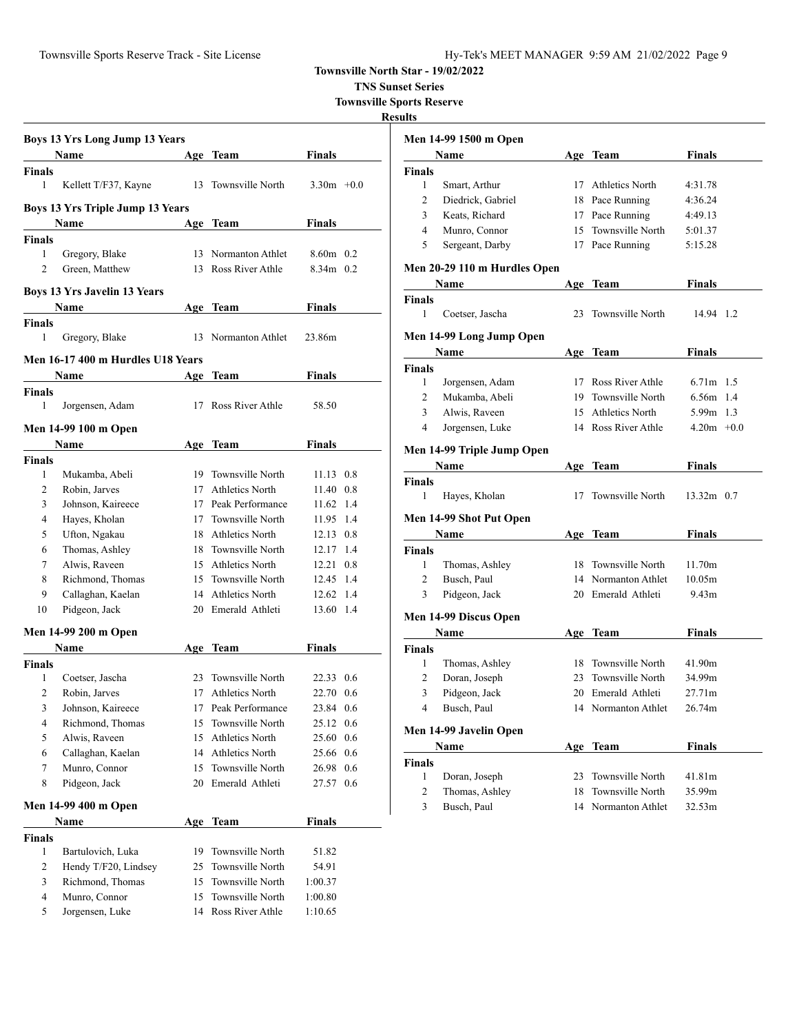Townsville North Star - 19/02/2022

TNS Sunset Series

Townsville Sports Reserve

**Results**

### Boys 13 Yrs Long Jump 13 Years

| | Name | Age | Team | Finals | |
|---|---|---|---|---|---|
| **Finals** | | | | | |
| 1 | Kellett T/F37, Kayne | 13 | Townsville North | 3.30m | +0.0 |

### Boys 13 Yrs Triple Jump 13 Years

| | Name | Age | Team | Finals | |
|---|---|---|---|---|---|
| **Finals** | | | | | |
| 1 | Gregory, Blake | 13 | Normanton Athlet | 8.60m | 0.2 |
| 2 | Green, Matthew | 13 | Ross River Athle | 8.34m | 0.2 |

### Boys 13 Yrs Javelin 13 Years

| | Name | Age | Team | Finals |
|---|---|---|---|---|
| **Finals** | | | | |
| 1 | Gregory, Blake | 13 | Normanton Athlet | 23.86m |

### Men 16-17 400 m Hurdles U18 Years

| | Name | Age | Team | Finals |
|---|---|---|---|---|
| **Finals** | | | | |
| 1 | Jorgensen, Adam | 17 | Ross River Athle | 58.50 |

### Men 14-99 100 m Open

| | Name | Age | Team | Finals | |
|---|---|---|---|---|---|
| **Finals** | | | | | |
| 1 | Mukamba, Abeli | 19 | Townsville North | 11.13 | 0.8 |
| 2 | Robin, Jarves | 17 | Athletics North | 11.40 | 0.8 |
| 3 | Johnson, Kaireece | 17 | Peak Performance | 11.62 | 1.4 |
| 4 | Hayes, Kholan | 17 | Townsville North | 11.95 | 1.4 |
| 5 | Ufton, Ngakau | 18 | Athletics North | 12.13 | 0.8 |
| 6 | Thomas, Ashley | 18 | Townsville North | 12.17 | 1.4 |
| 7 | Alwis, Raveen | 15 | Athletics North | 12.21 | 0.8 |
| 8 | Richmond, Thomas | 15 | Townsville North | 12.45 | 1.4 |
| 9 | Callaghan, Kaelan | 14 | Athletics North | 12.62 | 1.4 |
| 10 | Pidgeon, Jack | 20 | Emerald Athleti | 13.60 | 1.4 |

### Men 14-99 200 m Open

| | Name | Age | Team | Finals | |
|---|---|---|---|---|---|
| **Finals** | | | | | |
| 1 | Coetser, Jascha | 23 | Townsville North | 22.33 | 0.6 |
| 2 | Robin, Jarves | 17 | Athletics North | 22.70 | 0.6 |
| 3 | Johnson, Kaireece | 17 | Peak Performance | 23.84 | 0.6 |
| 4 | Richmond, Thomas | 15 | Townsville North | 25.12 | 0.6 |
| 5 | Alwis, Raveen | 15 | Athletics North | 25.60 | 0.6 |
| 6 | Callaghan, Kaelan | 14 | Athletics North | 25.66 | 0.6 |
| 7 | Munro, Connor | 15 | Townsville North | 26.98 | 0.6 |
| 8 | Pidgeon, Jack | 20 | Emerald Athleti | 27.57 | 0.6 |

### Men 14-99 400 m Open

| | Name | Age | Team | Finals |
|---|---|---|---|---|
| **Finals** | | | | |
| 1 | Bartulovich, Luka | 19 | Townsville North | 51.82 |
| 2 | Hendy T/F20, Lindsey | 25 | Townsville North | 54.91 |
| 3 | Richmond, Thomas | 15 | Townsville North | 1:00.37 |
| 4 | Munro, Connor | 15 | Townsville North | 1:00.80 |
| 5 | Jorgensen, Luke | 14 | Ross River Athle | 1:10.65 |

### Men 14-99 1500 m Open

| | Name | Age | Team | Finals |
|---|---|---|---|---|
| **Finals** | | | | |
| 1 | Smart, Arthur | 17 | Athletics North | 4:31.78 |
| 2 | Diedrick, Gabriel | 18 | Pace Running | 4:36.24 |
| 3 | Keats, Richard | 17 | Pace Running | 4:49.13 |
| 4 | Munro, Connor | 15 | Townsville North | 5:01.37 |
| 5 | Sergeant, Darby | 17 | Pace Running | 5:15.28 |

### Men 20-29 110 m Hurdles Open

| | Name | Age | Team | Finals | |
|---|---|---|---|---|---|
| **Finals** | | | | | |
| 1 | Coetser, Jascha | 23 | Townsville North | 14.94 | 1.2 |

### Men 14-99 Long Jump Open

| | Name | Age | Team | Finals | |
|---|---|---|---|---|---|
| **Finals** | | | | | |
| 1 | Jorgensen, Adam | 17 | Ross River Athle | 6.71m | 1.5 |
| 2 | Mukamba, Abeli | 19 | Townsville North | 6.56m | 1.4 |
| 3 | Alwis, Raveen | 15 | Athletics North | 5.99m | 1.3 |
| 4 | Jorgensen, Luke | 14 | Ross River Athle | 4.20m | +0.0 |

### Men 14-99 Triple Jump Open

| | Name | Age | Team | Finals | |
|---|---|---|---|---|---|
| **Finals** | | | | | |
| 1 | Hayes, Kholan | 17 | Townsville North | 13.32m | 0.7 |

### Men 14-99 Shot Put Open

| | Name | Age | Team | Finals |
|---|---|---|---|---|
| **Finals** | | | | |
| 1 | Thomas, Ashley | 18 | Townsville North | 11.70m |
| 2 | Busch, Paul | 14 | Normanton Athlet | 10.05m |
| 3 | Pidgeon, Jack | 20 | Emerald Athleti | 9.43m |

### Men 14-99 Discus Open

| | Name | Age | Team | Finals |
|---|---|---|---|---|
| **Finals** | | | | |
| 1 | Thomas, Ashley | 18 | Townsville North | 41.90m |
| 2 | Doran, Joseph | 23 | Townsville North | 34.99m |
| 3 | Pidgeon, Jack | 20 | Emerald Athleti | 27.71m |
| 4 | Busch, Paul | 14 | Normanton Athlet | 26.74m |

### Men 14-99 Javelin Open

| | Name | Age | Team | Finals |
|---|---|---|---|---|
| **Finals** | | | | |
| 1 | Doran, Joseph | 23 | Townsville North | 41.81m |
| 2 | Thomas, Ashley | 18 | Townsville North | 35.99m |
| 3 | Busch, Paul | 14 | Normanton Athlet | 32.53m |